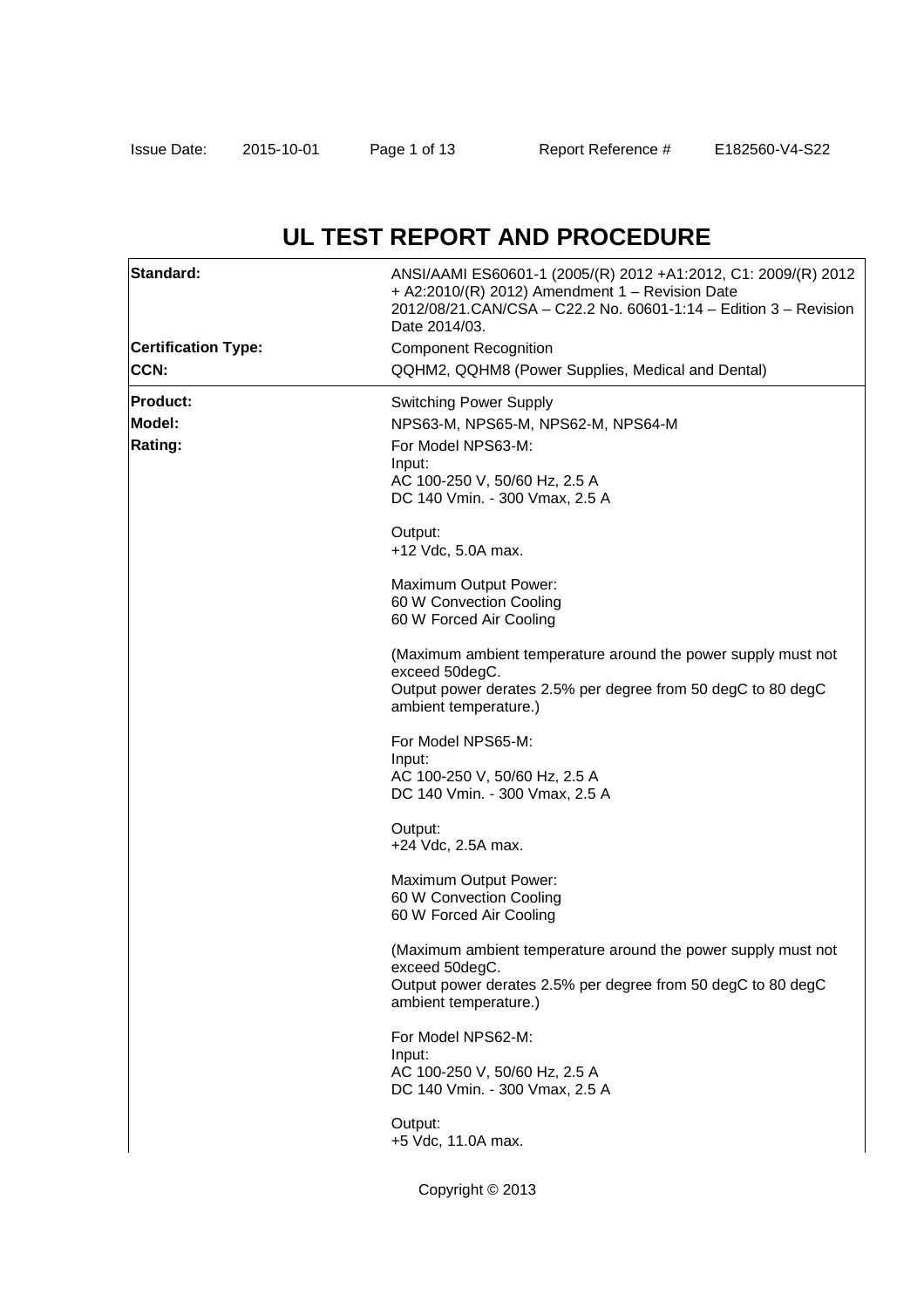# UL TEST REPORT AND PROCEDURE

| | |
|---|---|
| **Standard:** | ANSI/AAMI ES60601-1 (2005/(R) 2012 +A1:2012, C1: 2009/(R) 2012 + A2:2010/(R) 2012) Amendment 1 – Revision Date 2012/08/21.CAN/CSA – C22.2 No. 60601-1:14 – Edition 3 – Revision Date 2014/03. |
| **Certification Type:** | Component Recognition |
| **CCN:** | QQHM2, QQHM8 (Power Supplies, Medical and Dental) |
| **Product:** | Switching Power Supply |
| **Model:** | NPS63-M, NPS65-M, NPS62-M, NPS64-M |
| **Rating:** | For Model NPS63-M:<br>Input:<br>AC 100-250 V, 50/60 Hz, 2.5 A<br>DC 140 Vmin. - 300 Vmax, 2.5 A<br><br>Output:<br>+12 Vdc, 5.0A max.<br><br>Maximum Output Power:<br>60 W Convection Cooling<br>60 W Forced Air Cooling<br><br>(Maximum ambient temperature around the power supply must not exceed 50degC.<br>Output power derates 2.5% per degree from 50 degC to 80 degC ambient temperature.)<br><br>For Model NPS65-M:<br>Input:<br>AC 100-250 V, 50/60 Hz, 2.5 A<br>DC 140 Vmin. - 300 Vmax, 2.5 A<br><br>Output:<br>+24 Vdc, 2.5A max.<br><br>Maximum Output Power:<br>60 W Convection Cooling<br>60 W Forced Air Cooling<br><br>(Maximum ambient temperature around the power supply must not exceed 50degC.<br>Output power derates 2.5% per degree from 50 degC to 80 degC ambient temperature.)<br><br>For Model NPS62-M:<br>Input:<br>AC 100-250 V, 50/60 Hz, 2.5 A<br>DC 140 Vmin. - 300 Vmax, 2.5 A<br><br>Output:<br>+5 Vdc, 11.0A max. |

Copyright © 2013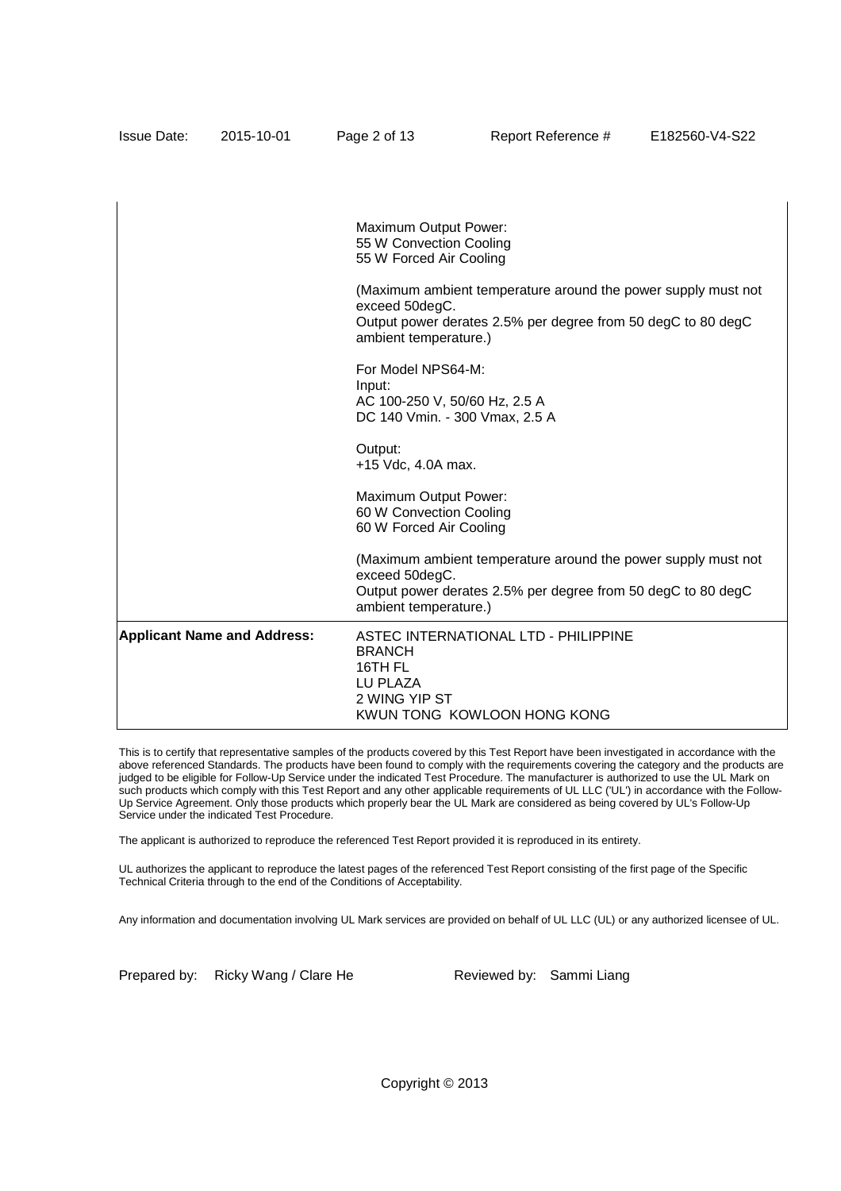| | |
|---|---|
| | Maximum Output Power:<br>55 W Convection Cooling<br>55 W Forced Air Cooling<br><br>(Maximum ambient temperature around the power supply must not exceed 50degC.<br>Output power derates 2.5% per degree from 50 degC to 80 degC ambient temperature.)<br><br>For Model NPS64-M:<br>Input:<br>AC 100-250 V, 50/60 Hz, 2.5 A<br>DC 140 Vmin. - 300 Vmax, 2.5 A<br><br>Output:<br>+15 Vdc, 4.0A max.<br><br>Maximum Output Power:<br>60 W Convection Cooling<br>60 W Forced Air Cooling<br><br>(Maximum ambient temperature around the power supply must not exceed 50degC.<br>Output power derates 2.5% per degree from 50 degC to 80 degC ambient temperature.) |
| **Applicant Name and Address:** | ASTEC INTERNATIONAL LTD - PHILIPPINE BRANCH<br>16TH FL<br>LU PLAZA<br>2 WING YIP ST<br>KWUN TONG KOWLOON HONG KONG |

This is to certify that representative samples of the products covered by this Test Report have been investigated in accordance with the above referenced Standards. The products have been found to comply with the requirements covering the category and the products are judged to be eligible for Follow-Up Service under the indicated Test Procedure. The manufacturer is authorized to use the UL Mark on such products which comply with this Test Report and any other applicable requirements of UL LLC ('UL') in accordance with the Follow-Up Service Agreement. Only those products which properly bear the UL Mark are considered as being covered by UL's Follow-Up Service under the indicated Test Procedure.

The applicant is authorized to reproduce the referenced Test Report provided it is reproduced in its entirety.

UL authorizes the applicant to reproduce the latest pages of the referenced Test Report consisting of the first page of the Specific Technical Criteria through to the end of the Conditions of Acceptability.

Any information and documentation involving UL Mark services are provided on behalf of UL LLC (UL) or any authorized licensee of UL.

Prepared by: Ricky Wang / Clare He     Reviewed by: Sammi Liang

Copyright © 2013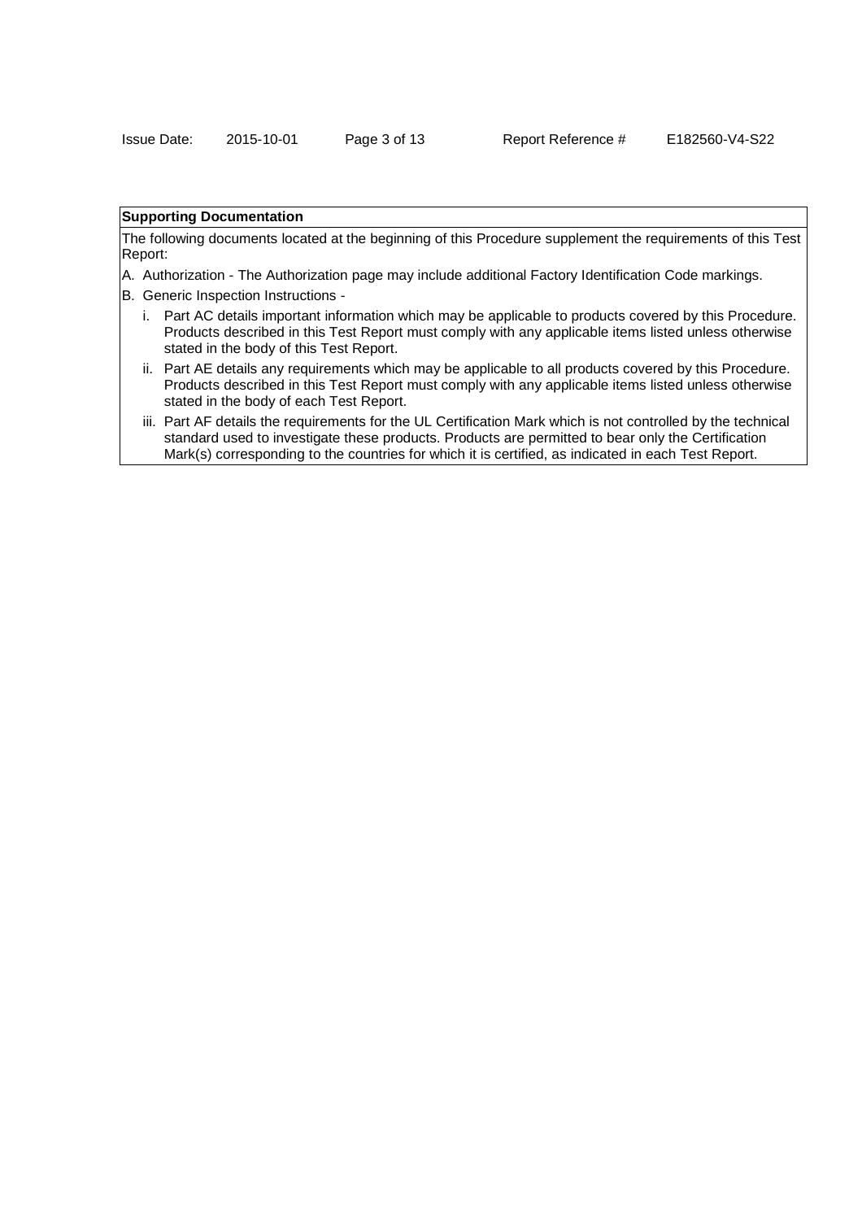**Supporting Documentation**

The following documents located at the beginning of this Procedure supplement the requirements of this Test Report:

A. Authorization - The Authorization page may include additional Factory Identification Code markings.

B. Generic Inspection Instructions -

   i. Part AC details important information which may be applicable to products covered by this Procedure. Products described in this Test Report must comply with any applicable items listed unless otherwise stated in the body of this Test Report.

   ii. Part AE details any requirements which may be applicable to all products covered by this Procedure. Products described in this Test Report must comply with any applicable items listed unless otherwise stated in the body of each Test Report.

   iii. Part AF details the requirements for the UL Certification Mark which is not controlled by the technical standard used to investigate these products. Products are permitted to bear only the Certification Mark(s) corresponding to the countries for which it is certified, as indicated in each Test Report.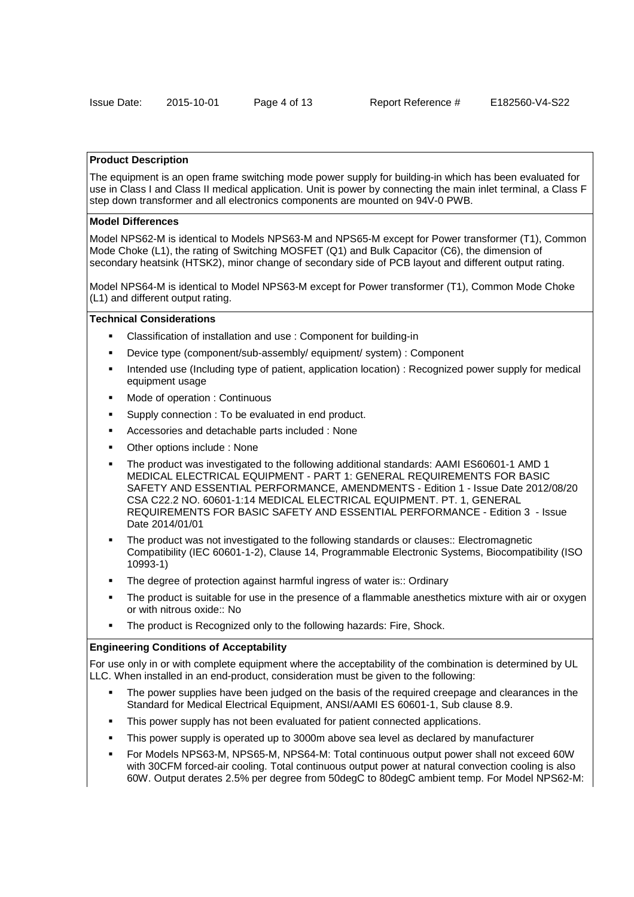**Product Description**

The equipment is an open frame switching mode power supply for building-in which has been evaluated for use in Class I and Class II medical application. Unit is power by connecting the main inlet terminal, a Class F step down transformer and all electronics components are mounted on 94V-0 PWB.

**Model Differences**

Model NPS62-M is identical to Models NPS63-M and NPS65-M except for Power transformer (T1), Common Mode Choke (L1), the rating of Switching MOSFET (Q1) and Bulk Capacitor (C6), the dimension of secondary heatsink (HTSK2), minor change of secondary side of PCB layout and different output rating.

Model NPS64-M is identical to Model NPS63-M except for Power transformer (T1), Common Mode Choke (L1) and different output rating.

**Technical Considerations**

- Classification of installation and use : Component for building-in
- Device type (component/sub-assembly/ equipment/ system) : Component
- Intended use (Including type of patient, application location) : Recognized power supply for medical equipment usage
- Mode of operation : Continuous
- Supply connection : To be evaluated in end product.
- Accessories and detachable parts included : None
- Other options include : None
- The product was investigated to the following additional standards: AAMI ES60601-1 AMD 1 MEDICAL ELECTRICAL EQUIPMENT - PART 1: GENERAL REQUIREMENTS FOR BASIC SAFETY AND ESSENTIAL PERFORMANCE, AMENDMENTS - Edition 1 - Issue Date 2012/08/20 CSA C22.2 NO. 60601-1:14 MEDICAL ELECTRICAL EQUIPMENT. PT. 1, GENERAL REQUIREMENTS FOR BASIC SAFETY AND ESSENTIAL PERFORMANCE - Edition 3 - Issue Date 2014/01/01
- The product was not investigated to the following standards or clauses:: Electromagnetic Compatibility (IEC 60601-1-2), Clause 14, Programmable Electronic Systems, Biocompatibility (ISO 10993-1)
- The degree of protection against harmful ingress of water is:: Ordinary
- The product is suitable for use in the presence of a flammable anesthetics mixture with air or oxygen or with nitrous oxide:: No
- The product is Recognized only to the following hazards: Fire, Shock.

**Engineering Conditions of Acceptability**

For use only in or with complete equipment where the acceptability of the combination is determined by UL LLC. When installed in an end-product, consideration must be given to the following:

- The power supplies have been judged on the basis of the required creepage and clearances in the Standard for Medical Electrical Equipment, ANSI/AAMI ES 60601-1, Sub clause 8.9.
- This power supply has not been evaluated for patient connected applications.
- This power supply is operated up to 3000m above sea level as declared by manufacturer
- For Models NPS63-M, NPS65-M, NPS64-M: Total continuous output power shall not exceed 60W with 30CFM forced-air cooling. Total continuous output power at natural convection cooling is also 60W. Output derates 2.5% per degree from 50degC to 80degC ambient temp. For Model NPS62-M: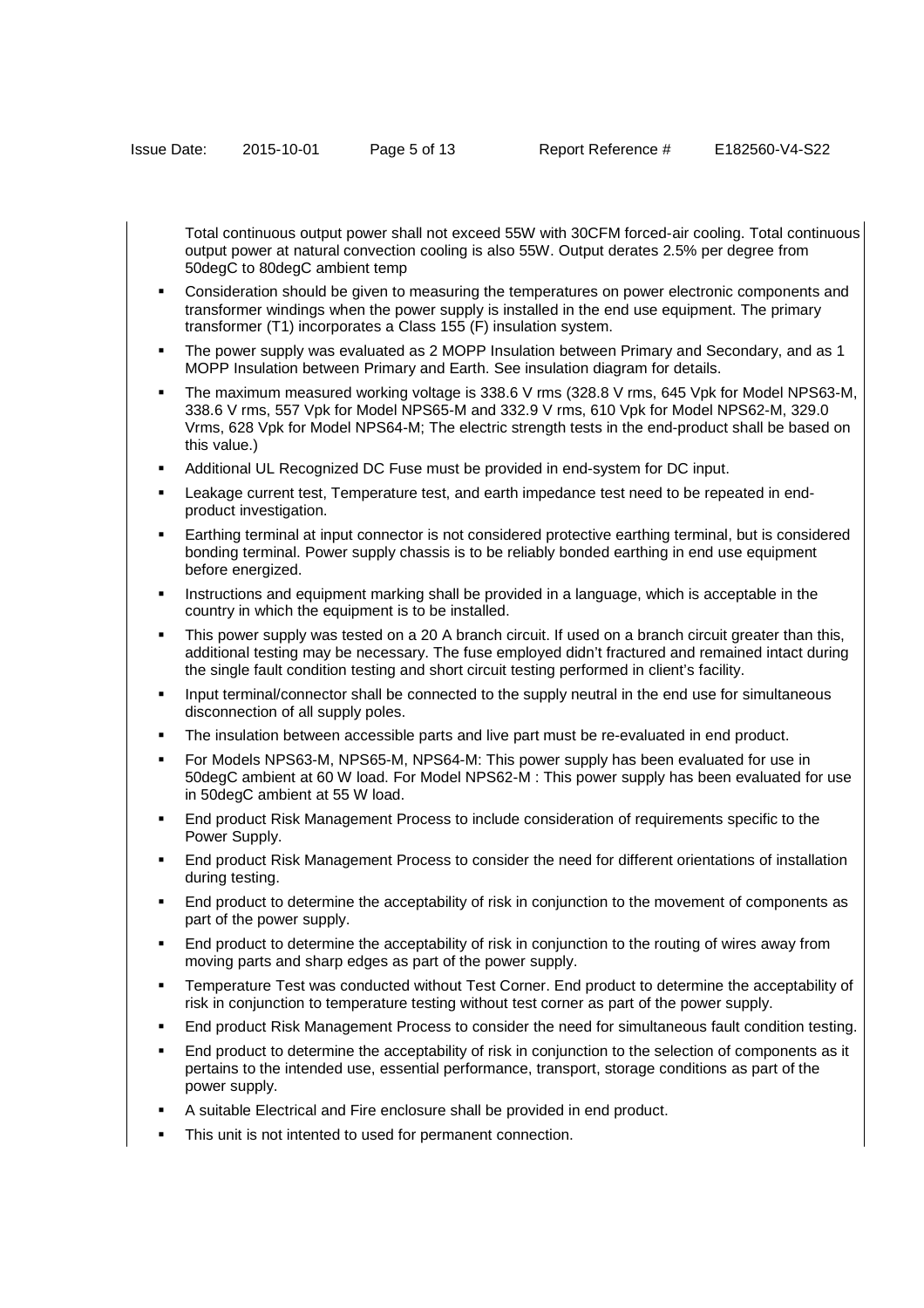Total continuous output power shall not exceed 55W with 30CFM forced-air cooling. Total continuous output power at natural convection cooling is also 55W. Output derates 2.5% per degree from 50degC to 80degC ambient temp

- Consideration should be given to measuring the temperatures on power electronic components and transformer windings when the power supply is installed in the end use equipment. The primary transformer (T1) incorporates a Class 155 (F) insulation system.
- The power supply was evaluated as 2 MOPP Insulation between Primary and Secondary, and as 1 MOPP Insulation between Primary and Earth. See insulation diagram for details.
- The maximum measured working voltage is 338.6 V rms (328.8 V rms, 645 Vpk for Model NPS63-M, 338.6 V rms, 557 Vpk for Model NPS65-M and 332.9 V rms, 610 Vpk for Model NPS62-M, 329.0 Vrms, 628 Vpk for Model NPS64-M; The electric strength tests in the end-product shall be based on this value.)
- Additional UL Recognized DC Fuse must be provided in end-system for DC input.
- Leakage current test, Temperature test, and earth impedance test need to be repeated in end-product investigation.
- Earthing terminal at input connector is not considered protective earthing terminal, but is considered bonding terminal. Power supply chassis is to be reliably bonded earthing in end use equipment before energized.
- Instructions and equipment marking shall be provided in a language, which is acceptable in the country in which the equipment is to be installed.
- This power supply was tested on a 20 A branch circuit. If used on a branch circuit greater than this, additional testing may be necessary. The fuse employed didn't fractured and remained intact during the single fault condition testing and short circuit testing performed in client's facility.
- Input terminal/connector shall be connected to the supply neutral in the end use for simultaneous disconnection of all supply poles.
- The insulation between accessible parts and live part must be re-evaluated in end product.
- For Models NPS63-M, NPS65-M, NPS64-M: This power supply has been evaluated for use in 50degC ambient at 60 W load. For Model NPS62-M : This power supply has been evaluated for use in 50degC ambient at 55 W load.
- End product Risk Management Process to include consideration of requirements specific to the Power Supply.
- End product Risk Management Process to consider the need for different orientations of installation during testing.
- End product to determine the acceptability of risk in conjunction to the movement of components as part of the power supply.
- End product to determine the acceptability of risk in conjunction to the routing of wires away from moving parts and sharp edges as part of the power supply.
- Temperature Test was conducted without Test Corner. End product to determine the acceptability of risk in conjunction to temperature testing without test corner as part of the power supply.
- End product Risk Management Process to consider the need for simultaneous fault condition testing.
- End product to determine the acceptability of risk in conjunction to the selection of components as it pertains to the intended use, essential performance, transport, storage conditions as part of the power supply.
- A suitable Electrical and Fire enclosure shall be provided in end product.
- This unit is not intented to used for permanent connection.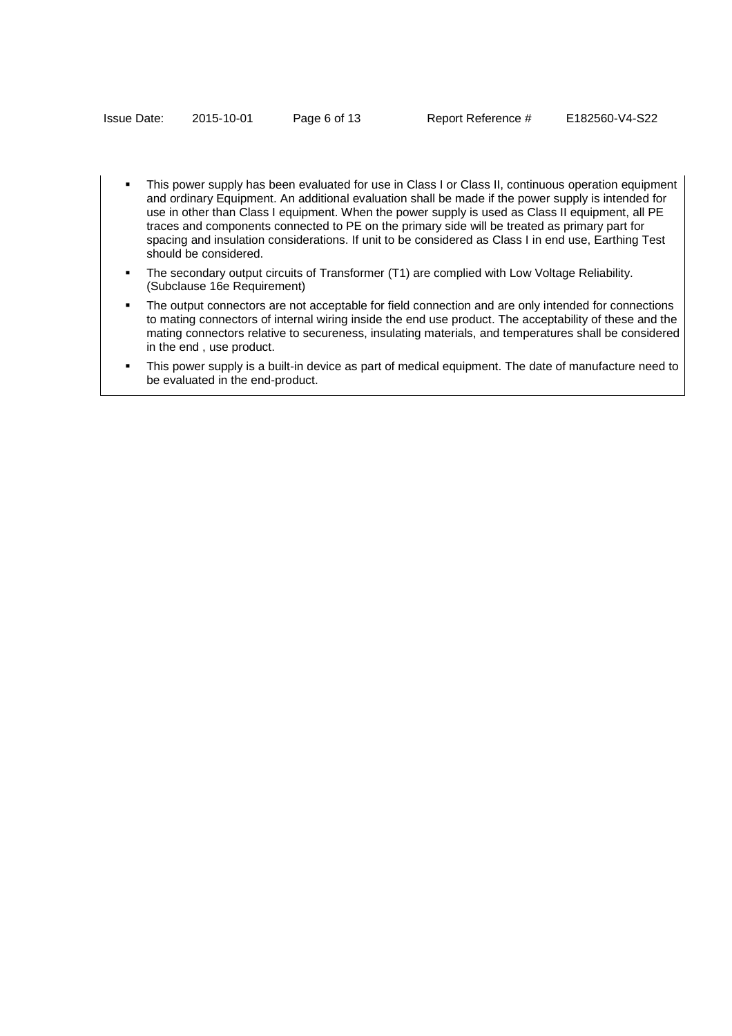- This power supply has been evaluated for use in Class I or Class II, continuous operation equipment and ordinary Equipment. An additional evaluation shall be made if the power supply is intended for use in other than Class I equipment. When the power supply is used as Class II equipment, all PE traces and components connected to PE on the primary side will be treated as primary part for spacing and insulation considerations. If unit to be considered as Class I in end use, Earthing Test should be considered.
- The secondary output circuits of Transformer (T1) are complied with Low Voltage Reliability. (Subclause 16e Requirement)
- The output connectors are not acceptable for field connection and are only intended for connections to mating connectors of internal wiring inside the end use product. The acceptability of these and the mating connectors relative to secureness, insulating materials, and temperatures shall be considered in the end , use product.
- This power supply is a built-in device as part of medical equipment. The date of manufacture need to be evaluated in the end-product.